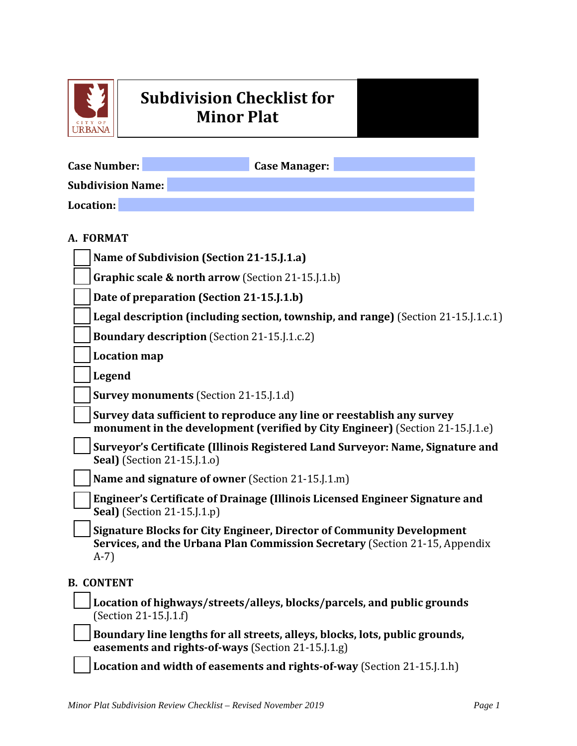# Subdivision Checklist for Minor Plat

**Case Number:** &nbsp;&nbsp;&nbsp;&nbsp; **Case Manager:**

**Subdivision Name:**

**Location:**

## A. FORMAT

- [ ] **Name of Subdivision (Section 21-15.J.1.a)**
- [ ] **Graphic scale & north arrow** (Section 21-15.J.1.b)
- [ ] **Date of preparation (Section 21-15.J.1.b)**
- [ ] **Legal description (including section, township, and range)** (Section 21-15.J.1.c.1)
- [ ] **Boundary description** (Section 21-15.J.1.c.2)
- [ ] **Location map**
- [ ] **Legend**
- [ ] **Survey monuments** (Section 21-15.J.1.d)
- [ ] **Survey data sufficient to reproduce any line or reestablish any survey monument in the development (verified by City Engineer)** (Section 21-15.J.1.e)
- [ ] **Surveyor's Certificate (Illinois Registered Land Surveyor: Name, Signature and Seal)** (Section 21-15.J.1.o)
- [ ] **Name and signature of owner** (Section 21-15.J.1.m)
- [ ] **Engineer's Certificate of Drainage (Illinois Licensed Engineer Signature and Seal)** (Section 21-15.J.1.p)
- [ ] **Signature Blocks for City Engineer, Director of Community Development Services, and the Urbana Plan Commission Secretary** (Section 21-15, Appendix A-7)

## B. CONTENT

- [ ] **Location of highways/streets/alleys, blocks/parcels, and public grounds** (Section 21-15.J.1.f)
- [ ] **Boundary line lengths for all streets, alleys, blocks, lots, public grounds, easements and rights-of-ways** (Section 21-15.J.1.g)
- [ ] **Location and width of easements and rights-of-way** (Section 21-15.J.1.h)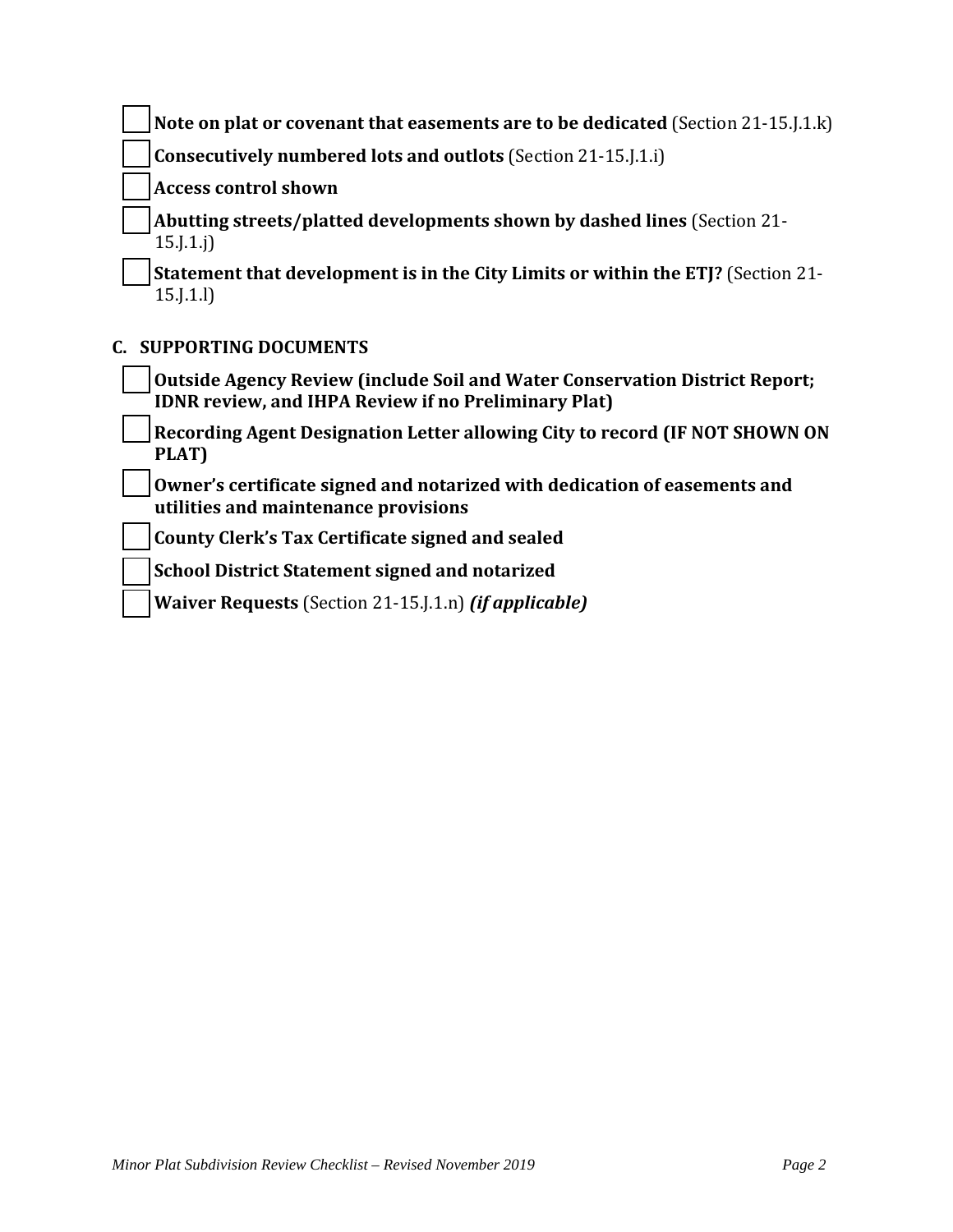- [ ] **Note on plat or covenant that easements are to be dedicated** (Section 21-15.J.1.k)
- [ ] **Consecutively numbered lots and outlots** (Section 21-15.J.1.i)
- [ ] **Access control shown**
- [ ] **Abutting streets/platted developments shown by dashed lines** (Section 21-15.J.1.j)
- [ ] **Statement that development is in the City Limits or within the ETJ?** (Section 21-15.J.1.l)

## C. SUPPORTING DOCUMENTS

- [ ] **Outside Agency Review (include Soil and Water Conservation District Report; IDNR review, and IHPA Review if no Preliminary Plat)**
- [ ] **Recording Agent Designation Letter allowing City to record (IF NOT SHOWN ON PLAT)**
- [ ] **Owner's certificate signed and notarized with dedication of easements and utilities and maintenance provisions**
- [ ] **County Clerk's Tax Certificate signed and sealed**
- [ ] **School District Statement signed and notarized**
- [ ] **Waiver Requests** (Section 21-15.J.1.n) ***(if applicable)***